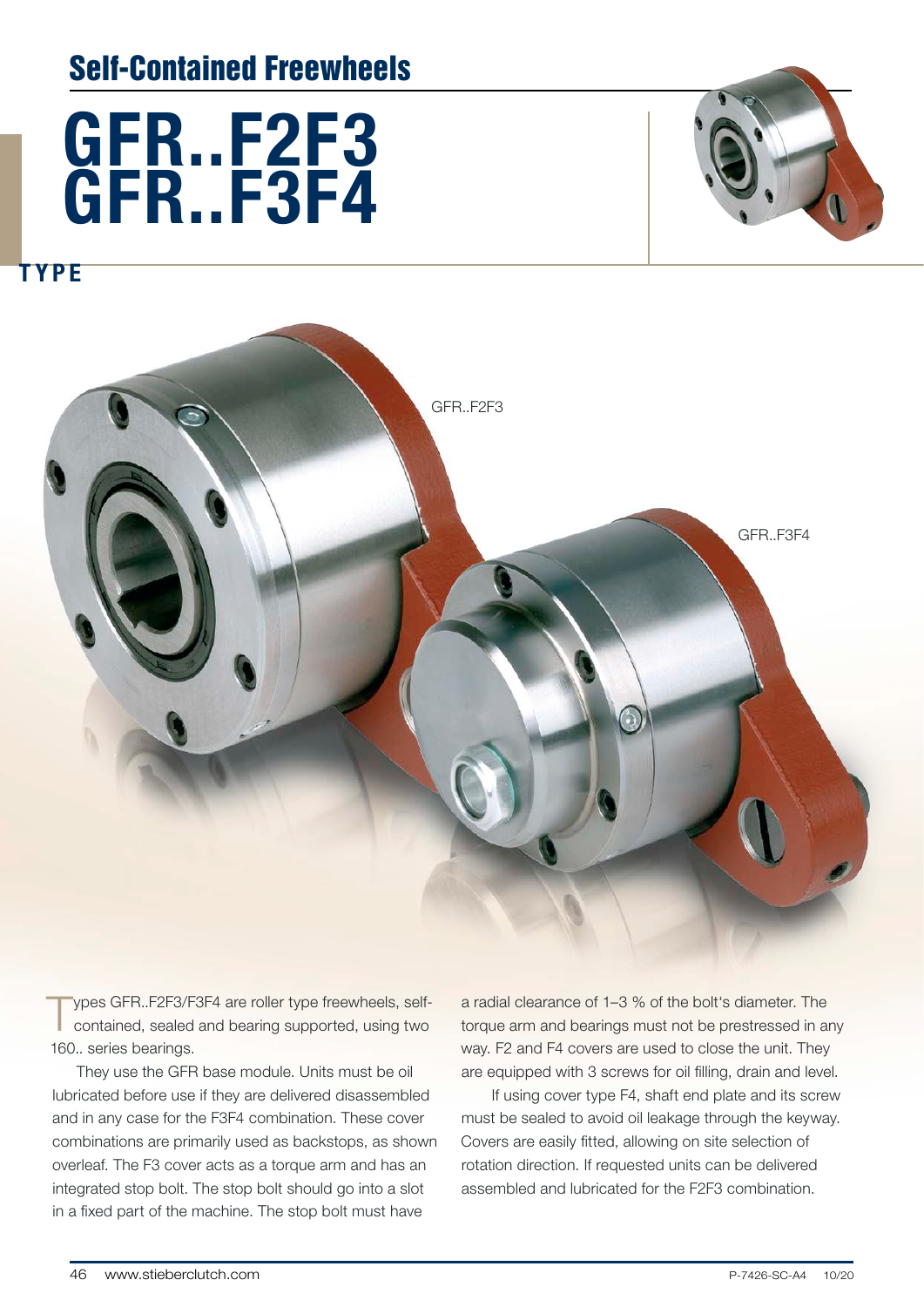# Self-Contained Freewheels

# GFR..F2F3
# GFR..F3F4

## TYPE

GFR..F2F3

GFR..F3F4

Types GFR..F2F3/F3F4 are roller type freewheels, self-contained, sealed and bearing supported, using two 160.. series bearings.

They use the GFR base module. Units must be oil lubricated before use if they are delivered disassembled and in any case for the F3F4 combination. These cover combinations are primarily used as backstops, as shown overleaf. The F3 cover acts as a torque arm and has an integrated stop bolt. The stop bolt should go into a slot in a fixed part of the machine. The stop bolt must have a radial clearance of 1–3 % of the bolt's diameter. The torque arm and bearings must not be prestressed in any way. F2 and F4 covers are used to close the unit. They are equipped with 3 screws for oil filling, drain and level.

If using cover type F4, shaft end plate and its screw must be sealed to avoid oil leakage through the keyway. Covers are easily fitted, allowing on site selection of rotation direction. If requested units can be delivered assembled and lubricated for the F2F3 combination.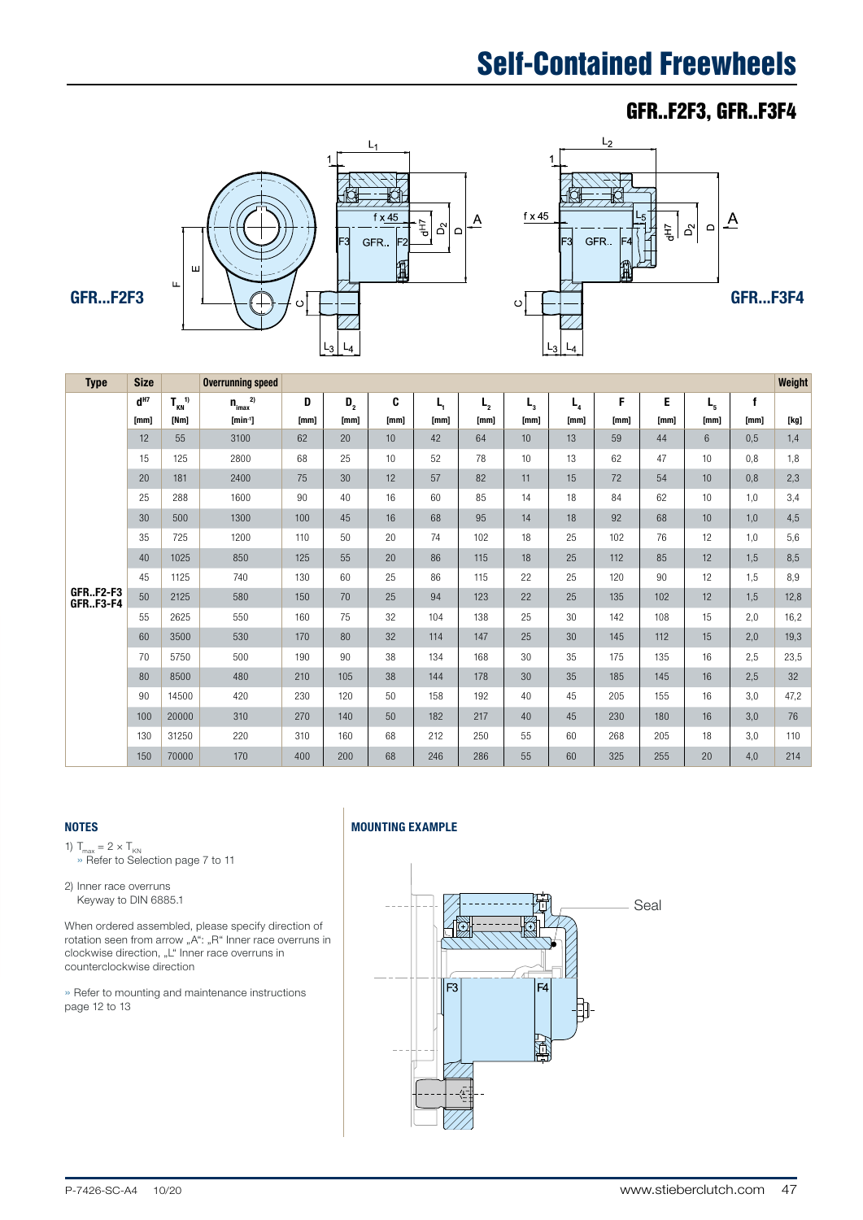# Self-Contained Freewheels

## GFR..F2F3, GFR..F3F4

GFR...F2F3

GFR...F3F4

| Type | Size | | Overrunning speed | | | | | | | | | | | | Weight |
|---|---|---|---|---|---|---|---|---|---|---|---|---|---|---|---|
| | $d^{H7}$ [mm] | $T_{KN}$ [1] [Nm] | $n_{imax}$ [2] [min⁻¹] | D [mm] | $D_2$ [mm] | C [mm] | $L_1$ [mm] | $L_2$ [mm] | $L_3$ [mm] | $L_4$ [mm] | F [mm] | E [mm] | $L_5$ [mm] | f [mm] | [kg] |
| GFR..F2-F3 GFR..F3-F4 | 12 | 55 | 3100 | 62 | 20 | 10 | 42 | 64 | 10 | 13 | 59 | 44 | 6 | 0,5 | 1,4 |
| | 15 | 125 | 2800 | 68 | 25 | 10 | 52 | 78 | 10 | 13 | 62 | 47 | 10 | 0,8 | 1,8 |
| | 20 | 181 | 2400 | 75 | 30 | 12 | 57 | 82 | 11 | 15 | 72 | 54 | 10 | 0,8 | 2,3 |
| | 25 | 288 | 1600 | 90 | 40 | 16 | 60 | 85 | 14 | 18 | 84 | 62 | 10 | 1,0 | 3,4 |
| | 30 | 500 | 1300 | 100 | 45 | 16 | 68 | 95 | 14 | 18 | 92 | 68 | 10 | 1,0 | 4,5 |
| | 35 | 725 | 1200 | 110 | 50 | 20 | 74 | 102 | 18 | 25 | 102 | 76 | 12 | 1,0 | 5,6 |
| | 40 | 1025 | 850 | 125 | 55 | 20 | 86 | 115 | 18 | 25 | 112 | 85 | 12 | 1,5 | 8,5 |
| | 45 | 1125 | 740 | 130 | 60 | 25 | 86 | 115 | 22 | 25 | 120 | 90 | 12 | 1,5 | 8,9 |
| | 50 | 2125 | 580 | 150 | 70 | 25 | 94 | 123 | 22 | 25 | 135 | 102 | 12 | 1,5 | 12,8 |
| | 55 | 2625 | 550 | 160 | 75 | 32 | 104 | 138 | 25 | 30 | 142 | 108 | 15 | 2,0 | 16,2 |
| | 60 | 3500 | 530 | 170 | 80 | 32 | 114 | 147 | 25 | 30 | 145 | 112 | 15 | 2,0 | 19,3 |
| | 70 | 5750 | 500 | 190 | 90 | 38 | 134 | 168 | 30 | 35 | 175 | 135 | 16 | 2,5 | 23,5 |
| | 80 | 8500 | 480 | 210 | 105 | 38 | 144 | 178 | 30 | 35 | 185 | 145 | 16 | 2,5 | 32 |
| | 90 | 14500 | 420 | 230 | 120 | 50 | 158 | 192 | 40 | 45 | 205 | 155 | 16 | 3,0 | 47,2 |
| | 100 | 20000 | 310 | 270 | 140 | 50 | 182 | 217 | 40 | 45 | 230 | 180 | 16 | 3,0 | 76 |
| | 130 | 31250 | 220 | 310 | 160 | 68 | 212 | 250 | 55 | 60 | 268 | 205 | 18 | 3,0 | 110 |
| | 150 | 70000 | 170 | 400 | 200 | 68 | 246 | 286 | 55 | 60 | 325 | 255 | 20 | 4,0 | 214 |

### NOTES

1) $T_{max} = 2 \times T_{KN}$
» Refer to Selection page 7 to 11

2) Inner race overruns
Keyway to DIN 6885.1

When ordered assembled, please specify direction of rotation seen from arrow „A": „R" Inner race overruns in clockwise direction, „L" Inner race overruns in counterclockwise direction

» Refer to mounting and maintenance instructions page 12 to 13

### MOUNTING EXAMPLE

Seal

F3

F4